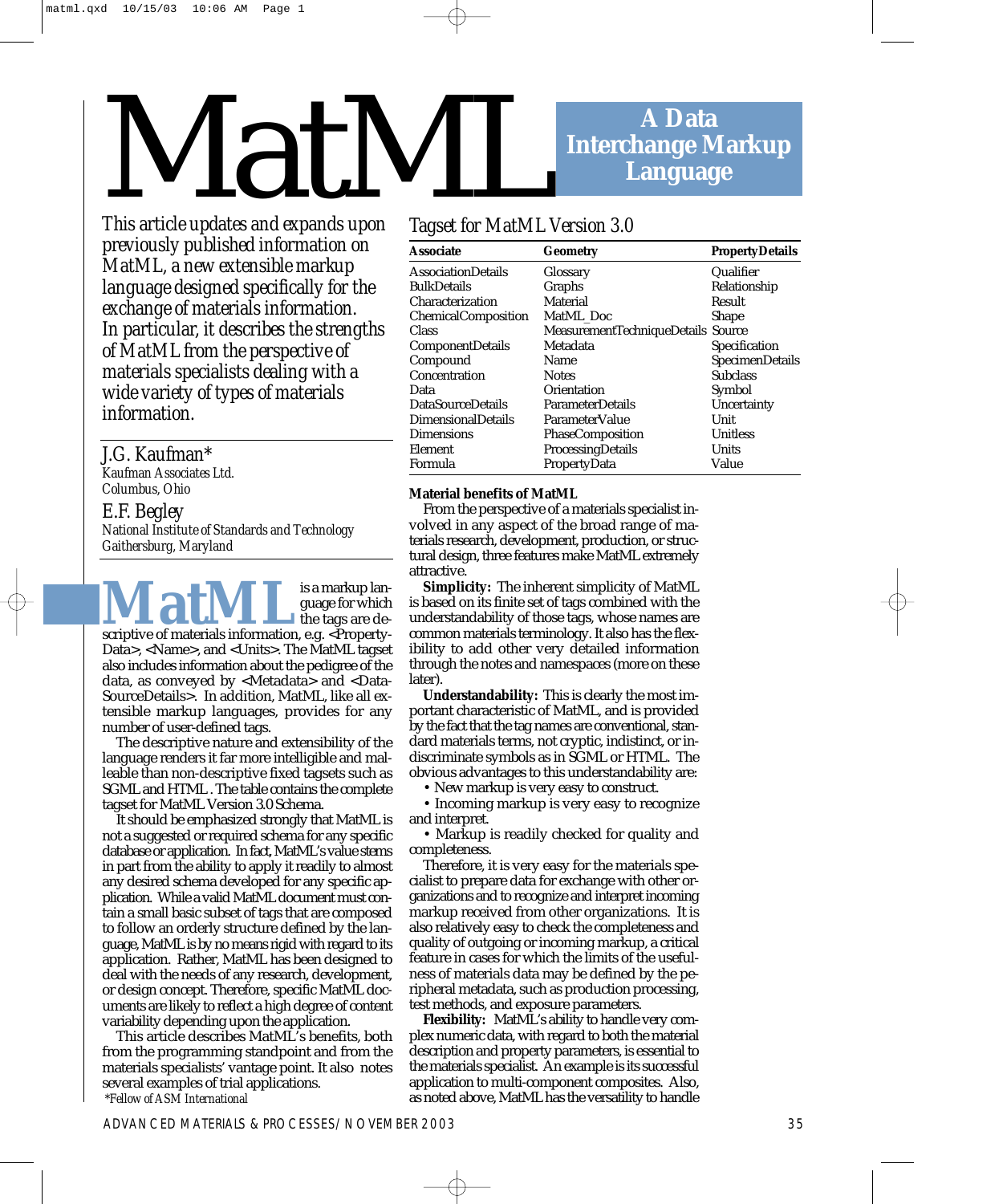# MatML

## A Data Interchange Markup Language

This article updates and expands upon previously published information on MatML, a new extensible markup language designed specifically for the exchange of materials information. In particular, it describes the strengths of MatML from the perspective of materials specialists dealing with a wide variety of types of materials information.

J.G. Kaufman*
*Kaufman Associates Ltd.*
*Columbus, Ohio*

E.F. Begley
*National Institute of Standards and Technology*
*Gaithersburg, Maryland*

**MatML** is a markup language for which the tags are descriptive of materials information, e.g. <PropertyData>, <Name>, and <Units>. The MatML tagset also includes information about the pedigree of the data, as conveyed by <Metadata> and <DataSourceDetails>. In addition, MatML, like all extensible markup languages, provides for any number of user-defined tags.

The descriptive nature and extensibility of the language renders it far more intelligible and malleable than non-descriptive fixed tagsets such as SGML and HTML. The table contains the complete tagset for MatML Version 3.0 Schema.

It should be emphasized strongly that MatML is not a suggested or required schema for any specific database or application. In fact, MatML's value stems in part from the ability to apply it readily to almost any desired schema developed for any specific application. While a valid MatML document must contain a small basic subset of tags that are composed to follow an orderly structure defined by the language, MatML is by no means rigid with regard to its application. Rather, MatML has been designed to deal with the needs of any research, development, or design concept. Therefore, specific MatML documents are likely to reflect a high degree of content variability depending upon the application.

This article describes MatML's benefits, both from the programming standpoint and from the materials specialists' vantage point. It also notes several examples of trial applications.

*Fellow of ASM International

### Tagset for MatML Version 3.0

| Associate | Geometry | PropertyDetails |
|---|---|---|
| AssociationDetails | Glossary | Qualifier |
| BulkDetails | Graphs | Relationship |
| Characterization | Material | Result |
| ChemicalComposition | MatML_Doc | Shape |
| Class | MeasurementTechniqueDetails | Source |
| ComponentDetails | Metadata | Specification |
| Compound | Name | SpecimenDetails |
| Concentration | Notes | Subclass |
| Data | Orientation | Symbol |
| DataSourceDetails | ParameterDetails | Uncertainty |
| DimensionalDetails | ParameterValue | Unit |
| Dimensions | PhaseComposition | Unitless |
| Element | ProcessingDetails | Units |
| Formula | PropertyData | Value |

**Material benefits of MatML**

From the perspective of a materials specialist involved in any aspect of the broad range of materials research, development, production, or structural design, three features make MatML extremely attractive.

**Simplicity:** The inherent simplicity of MatML is based on its finite set of tags combined with the understandability of those tags, whose names are common materials terminology. It also has the flexibility to add other very detailed information through the notes and namespaces (more on these later).

**Understandability:** This is clearly the most important characteristic of MatML, and is provided by the fact that the tag names are conventional, standard materials terms, not cryptic, indistinct, or indiscriminate symbols as in SGML or HTML. The obvious advantages to this understandability are:

- New markup is very easy to construct.
- Incoming markup is very easy to recognize and interpret.
- Markup is readily checked for quality and completeness.

Therefore, it is very easy for the materials specialist to prepare data for exchange with other organizations and to recognize and interpret incoming markup received from other organizations. It is also relatively easy to check the completeness and quality of outgoing or incoming markup, a critical feature in cases for which the limits of the usefulness of materials data may be defined by the peripheral metadata, such as production processing, test methods, and exposure parameters.

**Flexibility:** MatML's ability to handle very complex numeric data, with regard to both the material description and property parameters, is essential to the materials specialist. An example is its successful application to multi-component composites. Also, as noted above, MatML has the versatility to handle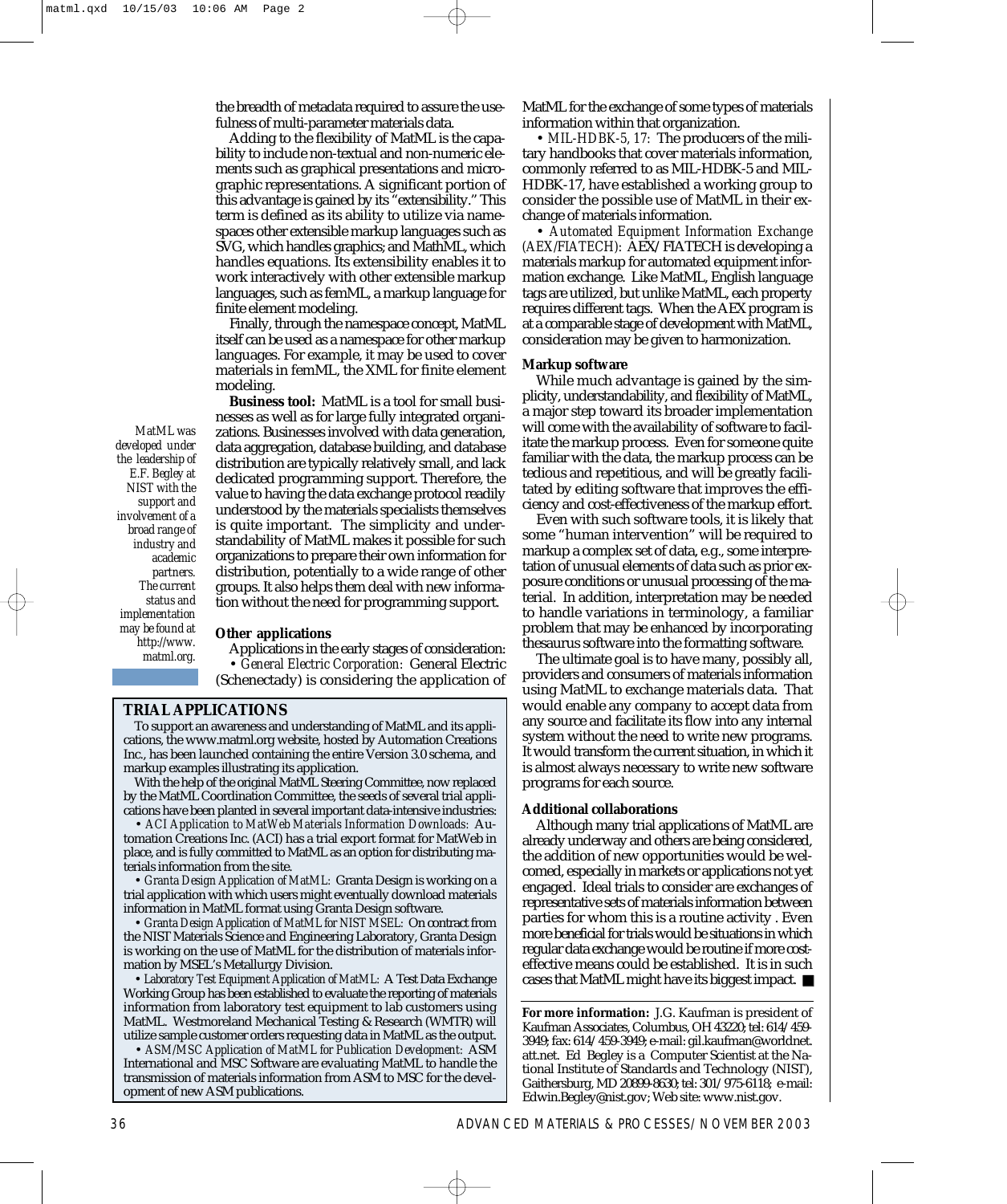the breadth of metadata required to assure the usefulness of multi-parameter materials data.

Adding to the flexibility of MatML is the capability to include non-textual and non-numeric elements such as graphical presentations and micrographic representations. A significant portion of this advantage is gained by its "extensibility." This term is defined as its ability to utilize via namespaces other extensible markup languages such as SVG, which handles graphics; and MathML, which handles equations. Its extensibility enables it to work interactively with other extensible markup languages, such as femML, a markup language for finite element modeling.

Finally, through the namespace concept, MatML itself can be used as a namespace for other markup languages. For example, it may be used to cover materials in femML, the XML for finite element modeling.

**Business tool:** MatML is a tool for small businesses as well as for large fully integrated organizations. Businesses involved with data generation, data aggregation, database building, and database distribution are typically relatively small, and lack dedicated programming support. Therefore, the value to having the data exchange protocol readily understood by the materials specialists themselves is quite important. The simplicity and understandability of MatML makes it possible for such organizations to prepare their own information for distribution, potentially to a wide range of other groups. It also helps them deal with new information without the need for programming support.

*MatML was developed under the leadership of E.F. Begley at NIST with the support and involvement of a broad range of industry and academic partners. The current status and implementation may be found at http://www.matml.org.*

### Other applications

Applications in the early stages of consideration:

• *General Electric Corporation:* General Electric (Schenectady) is considering the application of MatML for the exchange of some types of materials information within that organization.

• *MIL-HDBK-5, 17:* The producers of the military handbooks that cover materials information, commonly referred to as MIL-HDBK-5 and MIL-HDBK-17, have established a working group to consider the possible use of MatML in their exchange of materials information.

• *Automated Equipment Information Exchange (AEX/FIATECH):* AEX/FIATECH is developing a materials markup for automated equipment information exchange. Like MatML, English language tags are utilized, but unlike MatML, each property requires different tags. When the AEX program is at a comparable stage of development with MatML, consideration may be given to harmonization.

### Markup software

While much advantage is gained by the simplicity, understandability, and flexibility of MatML, a major step toward its broader implementation will come with the availability of software to facilitate the markup process. Even for someone quite familiar with the data, the markup process can be tedious and repetitious, and will be greatly facilitated by editing software that improves the efficiency and cost-effectiveness of the markup effort.

Even with such software tools, it is likely that some "human intervention" will be required to markup a complex set of data, e.g., some interpretation of unusual elements of data such as prior exposure conditions or unusual processing of the material. In addition, interpretation may be needed to handle variations in terminology, a familiar problem that may be enhanced by incorporating thesaurus software into the formatting software.

The ultimate goal is to have many, possibly all, providers and consumers of materials information using MatML to exchange materials data. That would enable any company to accept data from any source and facilitate its flow into any internal system without the need to write new programs. It would transform the current situation, in which it is almost always necessary to write new software programs for each source.

### Additional collaborations

Although many trial applications of MatML are already underway and others are being considered, the addition of new opportunities would be welcomed, especially in markets or applications not yet engaged. Ideal trials to consider are exchanges of representative sets of materials information between parties for whom this is a routine activity . Even more beneficial for trials would be situations in which regular data exchange would be routine if more cost-effective means could be established. It is in such cases that MatML might have its biggest impact. ■

## TRIAL APPLICATIONS

To support an awareness and understanding of MatML and its applications, the www.matml.org website, hosted by Automation Creations Inc., has been launched containing the entire Version 3.0 schema, and markup examples illustrating its application.

With the help of the original MatML Steering Committee, now replaced by the MatML Coordination Committee, the seeds of several trial applications have been planted in several important data-intensive industries:

• *ACI Application to MatWeb Materials Information Downloads:* Automation Creations Inc. (ACI) has a trial export format for MatWeb in place, and is fully committed to MatML as an option for distributing materials information from the site.

• *Granta Design Application of MatML:* Granta Design is working on a trial application with which users might eventually download materials information in MatML format using Granta Design software.

• *Granta Design Application of MatML for NIST MSEL:* On contract from the NIST Materials Science and Engineering Laboratory, Granta Design is working on the use of MatML for the distribution of materials information by MSEL's Metallurgy Division.

• *Laboratory Test Equipment Application of MatML:* A Test Data Exchange Working Group has been established to evaluate the reporting of materials information from laboratory test equipment to lab customers using MatML. Westmoreland Mechanical Testing & Research (WMTR) will utilize sample customer orders requesting data in MatML as the output.

• *ASM/MSC Application of MatML for Publication Development:* ASM International and MSC Software are evaluating MatML to handle the transmission of materials information from ASM to MSC for the development of new ASM publications.

**For more information:** J.G. Kaufman is president of Kaufman Associates, Columbus, OH 43220; tel: 614/459-3949; fax: 614/459-3949; e-mail: gil.kaufman@worldnet.att.net. Ed Begley is a Computer Scientist at the National Institute of Standards and Technology (NIST), Gaithersburg, MD 20899-8630; tel: 301/975-6118; e-mail: Edwin.Begley@nist.gov; Web site: www.nist.gov.